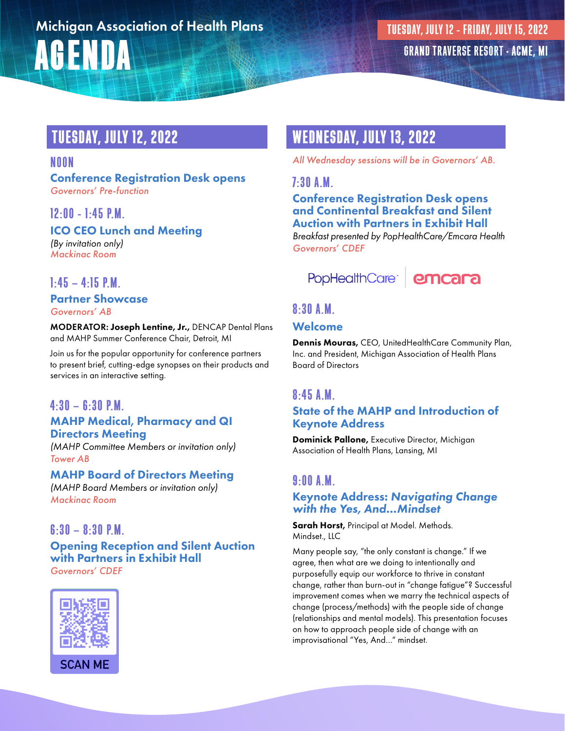# Michigan Association of Health Plans AGENDA

**TUESDAY, JULY 12 - FRIDAY, JULY 15, 2022**

**GRAND TRAVERSE RESORT • ACME, MI**

## TUESDAY, JULY 12, 2022

### NOON

**Conference Registration Desk opens**
*Governors' Pre-function*

### 12:00 - 1:45 P.M.

**ICO CEO Lunch and Meeting**
*(By invitation only)*
*Mackinac Room*

### 1:45 – 4:15 P.M.

**Partner Showcase**
*Governors' AB*

**MODERATOR: Joseph Lentine, Jr.,** DENCAP Dental Plans and MAHP Summer Conference Chair, Detroit, MI

Join us for the popular opportunity for conference partners to present brief, cutting-edge synopses on their products and services in an interactive setting.

### 4:30 – 6:30 P.M.

**MAHP Medical, Pharmacy and QI Directors Meeting**
*(MAHP Committee Members or invitation only)*
*Tower AB*

**MAHP Board of Directors Meeting**
*(MAHP Board Members or invitation only)*
*Mackinac Room*

### 6:30 – 8:30 P.M.

**Opening Reception and Silent Auction with Partners in Exhibit Hall**
*Governors' CDEF*

SCAN ME

## WEDNESDAY, JULY 13, 2022

*All Wednesday sessions will be in Governors' AB.*

### 7:30 A.M.

**Conference Registration Desk opens and Continental Breakfast and Silent Auction with Partners in Exhibit Hall**
*Breakfast presented by PopHealthCare/Emcara Health*
*Governors' CDEF*

PopHealthCare | emcara

### 8:30 A.M.

**Welcome**

**Dennis Mouras,** CEO, UnitedHealthCare Community Plan, Inc. and President, Michigan Association of Health Plans Board of Directors

### 8:45 A.M.

**State of the MAHP and Introduction of Keynote Address**

**Dominick Pallone,** Executive Director, Michigan Association of Health Plans, Lansing, MI

### 9:00 A.M.

**Keynote Address: *Navigating Change with the Yes, And…Mindset***

**Sarah Horst,** Principal at Model. Methods. Mindset., LLC

Many people say, "the only constant is change." If we agree, then what are we doing to intentionally and purposefully equip our workforce to thrive in constant change, rather than burn-out in "change fatigue"? Successful improvement comes when we marry the technical aspects of change (process/methods) with the people side of change (relationships and mental models). This presentation focuses on how to approach people side of change with an improvisational "Yes, And…" mindset.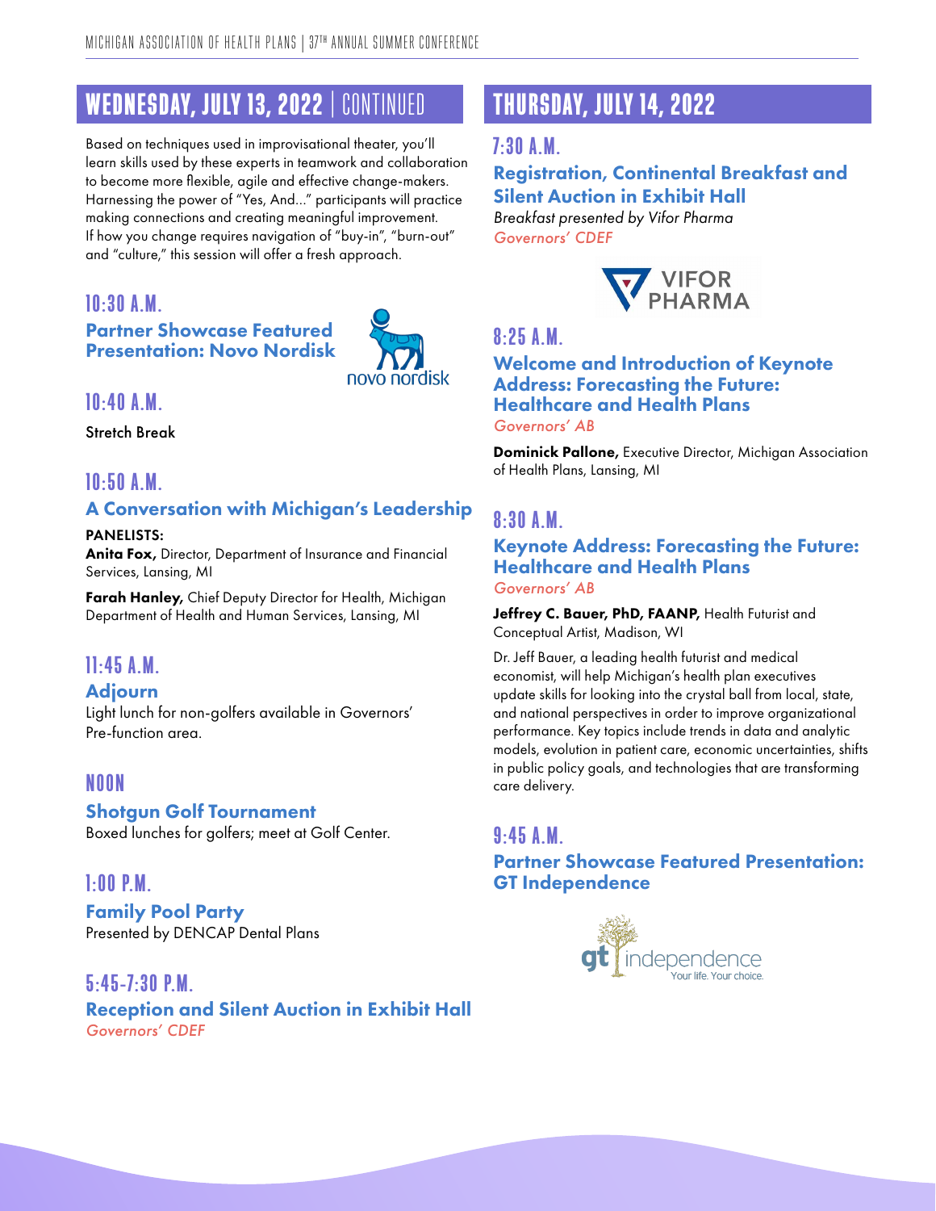## WEDNESDAY, JULY 13, 2022 | CONTINUED

Based on techniques used in improvisational theater, you'll learn skills used by these experts in teamwork and collaboration to become more flexible, agile and effective change-makers. Harnessing the power of "Yes, And..." participants will practice making connections and creating meaningful improvement. If how you change requires navigation of "buy-in", "burn-out" and "culture," this session will offer a fresh approach.

### 10:30 A.M.

**Partner Showcase Featured Presentation: Novo Nordisk**

### 10:40 A.M.

Stretch Break

### 10:50 A.M.

**A Conversation with Michigan's Leadership**

PANELISTS:

**Anita Fox,** Director, Department of Insurance and Financial Services, Lansing, MI

**Farah Hanley,** Chief Deputy Director for Health, Michigan Department of Health and Human Services, Lansing, MI

### 11:45 A.M.

**Adjourn**

Light lunch for non-golfers available in Governors' Pre-function area.

### NOON

**Shotgun Golf Tournament**

Boxed lunches for golfers; meet at Golf Center.

### 1:00 P.M.

**Family Pool Party**

Presented by DENCAP Dental Plans

### 5:45-7:30 P.M.

**Reception and Silent Auction in Exhibit Hall**

*Governors' CDEF*

## THURSDAY, JULY 14, 2022

### 7:30 A.M.

**Registration, Continental Breakfast and Silent Auction in Exhibit Hall**

*Breakfast presented by Vifor Pharma*

*Governors' CDEF*

### 8:25 A.M.

**Welcome and Introduction of Keynote Address: Forecasting the Future: Healthcare and Health Plans**

*Governors' AB*

**Dominick Pallone,** Executive Director, Michigan Association of Health Plans, Lansing, MI

### 8:30 A.M.

**Keynote Address: Forecasting the Future: Healthcare and Health Plans**

*Governors' AB*

**Jeffrey C. Bauer, PhD, FAANP,** Health Futurist and Conceptual Artist, Madison, WI

Dr. Jeff Bauer, a leading health futurist and medical economist, will help Michigan's health plan executives update skills for looking into the crystal ball from local, state, and national perspectives in order to improve organizational performance. Key topics include trends in data and analytic models, evolution in patient care, economic uncertainties, shifts in public policy goals, and technologies that are transforming care delivery.

### 9:45 A.M.

**Partner Showcase Featured Presentation: GT Independence**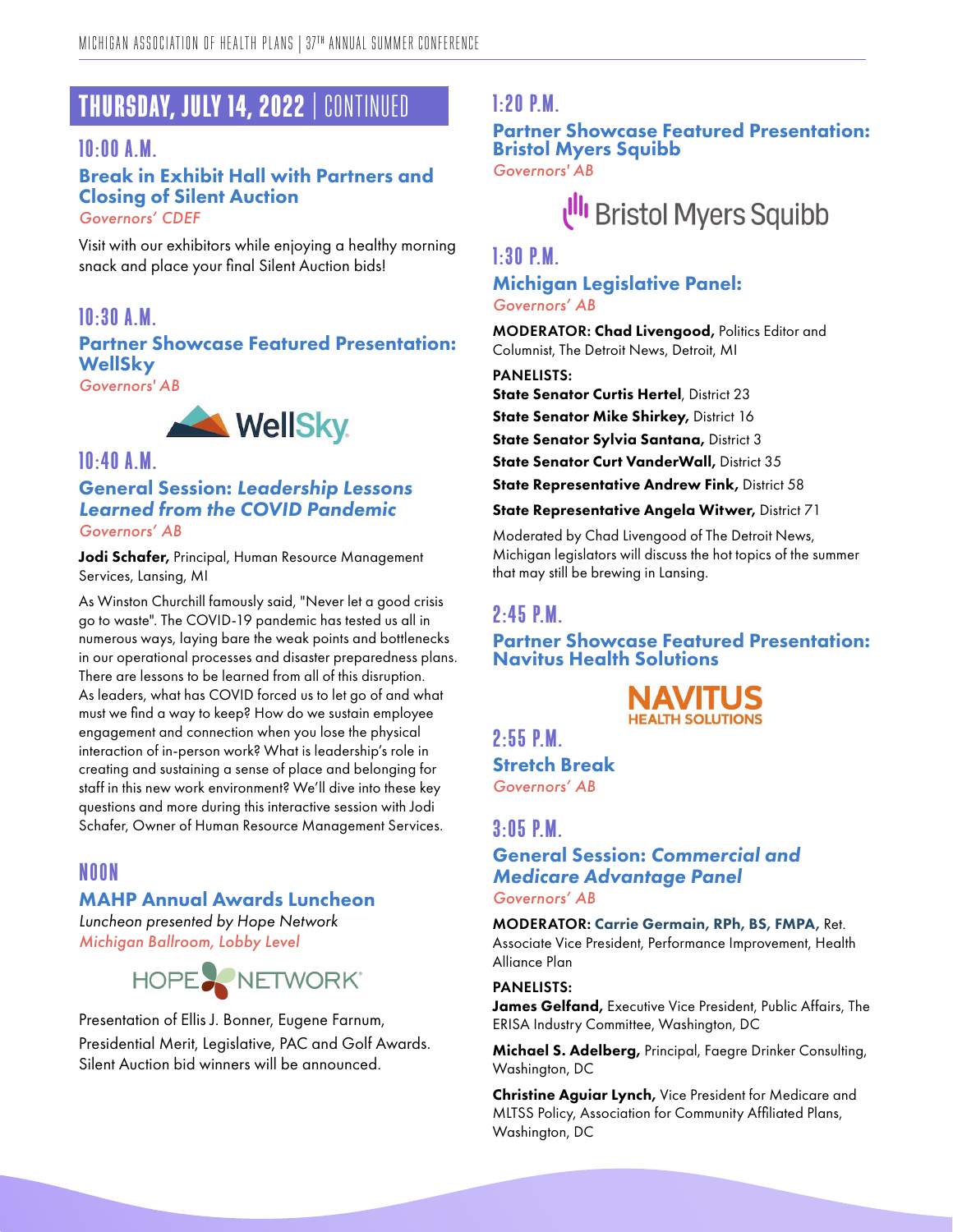## THURSDAY, JULY 14, 2022 | CONTINUED

### 10:00 A.M.

**Break in Exhibit Hall with Partners and Closing of Silent Auction**

*Governors' CDEF*

Visit with our exhibitors while enjoying a healthy morning snack and place your final Silent Auction bids!

### 10:30 A.M.

**Partner Showcase Featured Presentation: WellSky**

*Governors' AB*

### 10:40 A.M.

**General Session: *Leadership Lessons Learned from the COVID Pandemic***

*Governors' AB*

**Jodi Schafer,** Principal, Human Resource Management Services, Lansing, MI

As Winston Churchill famously said, "Never let a good crisis go to waste". The COVID-19 pandemic has tested us all in numerous ways, laying bare the weak points and bottlenecks in our operational processes and disaster preparedness plans. There are lessons to be learned from all of this disruption. As leaders, what has COVID forced us to let go of and what must we find a way to keep? How do we sustain employee engagement and connection when you lose the physical interaction of in-person work? What is leadership's role in creating and sustaining a sense of place and belonging for staff in this new work environment? We'll dive into these key questions and more during this interactive session with Jodi Schafer, Owner of Human Resource Management Services.

### NOON

**MAHP Annual Awards Luncheon**

*Luncheon presented by Hope Network*

*Michigan Ballroom, Lobby Level*

Presentation of Ellis J. Bonner, Eugene Farnum, Presidential Merit, Legislative, PAC and Golf Awards. Silent Auction bid winners will be announced.

### 1:20 P.M.

**Partner Showcase Featured Presentation: Bristol Myers Squibb**

*Governors' AB*

### 1:30 P.M.

**Michigan Legislative Panel:**

*Governors' AB*

**MODERATOR: Chad Livengood,** Politics Editor and Columnist, The Detroit News, Detroit, MI

**PANELISTS:**

**State Senator Curtis Hertel**, District 23

**State Senator Mike Shirkey,** District 16

**State Senator Sylvia Santana,** District 3

**State Senator Curt VanderWall,** District 35

**State Representative Andrew Fink,** District 58

**State Representative Angela Witwer,** District 71

Moderated by Chad Livengood of The Detroit News, Michigan legislators will discuss the hot topics of the summer that may still be brewing in Lansing.

### 2:45 P.M.

**Partner Showcase Featured Presentation: Navitus Health Solutions**

### 2:55 P.M.

**Stretch Break**

*Governors' AB*

### 3:05 P.M.

**General Session: *Commercial and Medicare Advantage Panel***

*Governors' AB*

**MODERATOR: Carrie Germain, RPh, BS, FMPA,** Ret. Associate Vice President, Performance Improvement, Health Alliance Plan

**PANELISTS:**

**James Gelfand,** Executive Vice President, Public Affairs, The ERISA Industry Committee, Washington, DC

**Michael S. Adelberg,** Principal, Faegre Drinker Consulting, Washington, DC

**Christine Aguiar Lynch,** Vice President for Medicare and MLTSS Policy, Association for Community Affiliated Plans, Washington, DC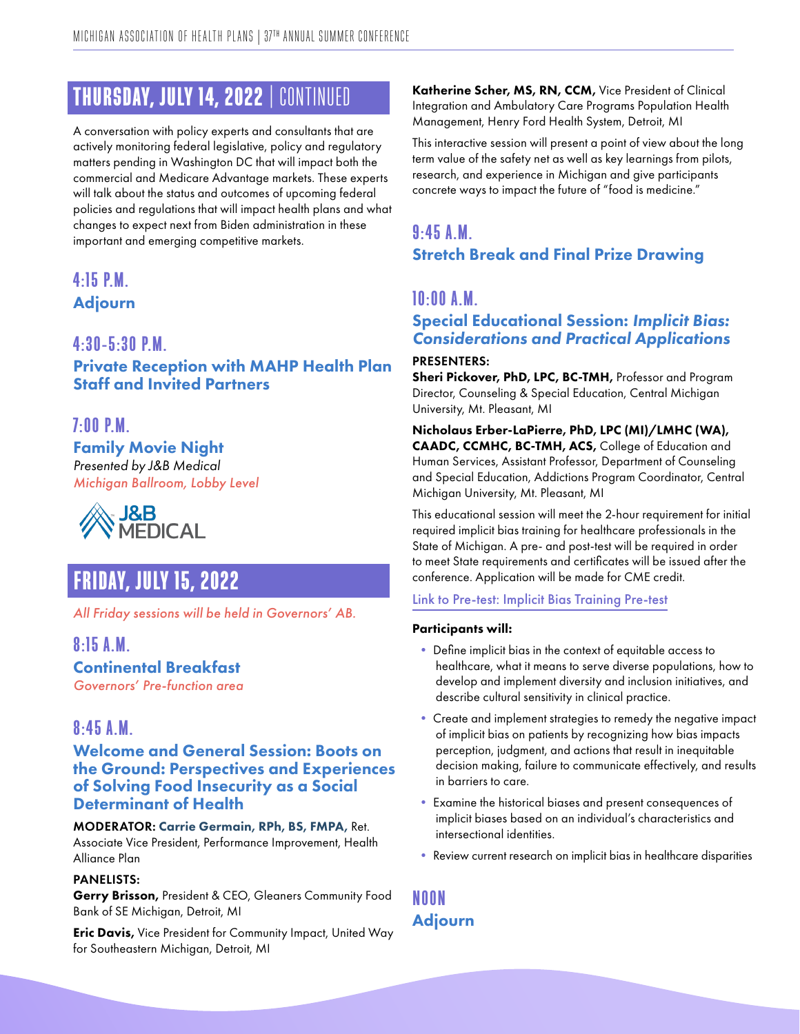## THURSDAY, JULY 14, 2022 | CONTINUED

A conversation with policy experts and consultants that are actively monitoring federal legislative, policy and regulatory matters pending in Washington DC that will impact both the commercial and Medicare Advantage markets. These experts will talk about the status and outcomes of upcoming federal policies and regulations that will impact health plans and what changes to expect next from Biden administration in these important and emerging competitive markets.

### 4:15 P.M.
**Adjourn**

### 4:30-5:30 P.M.
**Private Reception with MAHP Health Plan Staff and Invited Partners**

### 7:00 P.M.
**Family Movie Night**

*Presented by J&B Medical*

*Michigan Ballroom, Lobby Level*

J&B MEDICAL

## FRIDAY, JULY 15, 2022

*All Friday sessions will be held in Governors' AB.*

### 8:15 A.M.
**Continental Breakfast**

*Governors' Pre-function area*

### 8:45 A.M.
**Welcome and General Session: Boots on the Ground: Perspectives and Experiences of Solving Food Insecurity as a Social Determinant of Health**

MODERATOR: **Carrie Germain, RPh, BS, FMPA,** Ret. Associate Vice President, Performance Improvement, Health Alliance Plan

PANELISTS:

**Gerry Brisson,** President & CEO, Gleaners Community Food Bank of SE Michigan, Detroit, MI

**Eric Davis,** Vice President for Community Impact, United Way for Southeastern Michigan, Detroit, MI

**Katherine Scher, MS, RN, CCM,** Vice President of Clinical Integration and Ambulatory Care Programs Population Health Management, Henry Ford Health System, Detroit, MI

This interactive session will present a point of view about the long term value of the safety net as well as key learnings from pilots, research, and experience in Michigan and give participants concrete ways to impact the future of "food is medicine."

### 9:45 A.M.
**Stretch Break and Final Prize Drawing**

### 10:00 A.M.
**Special Educational Session: *Implicit Bias: Considerations and Practical Applications***

PRESENTERS:

**Sheri Pickover, PhD, LPC, BC-TMH,** Professor and Program Director, Counseling & Special Education, Central Michigan University, Mt. Pleasant, MI

**Nicholaus Erber-LaPierre, PhD, LPC (MI)/LMHC (WA), CAADC, CCMHC, BC-TMH, ACS,** College of Education and Human Services, Assistant Professor, Department of Counseling and Special Education, Addictions Program Coordinator, Central Michigan University, Mt. Pleasant, MI

This educational session will meet the 2-hour requirement for initial required implicit bias training for healthcare professionals in the State of Michigan. A pre- and post-test will be required in order to meet State requirements and certificates will be issued after the conference. Application will be made for CME credit.

Link to Pre-test: Implicit Bias Training Pre-test

**Participants will:**

- Define implicit bias in the context of equitable access to healthcare, what it means to serve diverse populations, how to develop and implement diversity and inclusion initiatives, and describe cultural sensitivity in clinical practice.
- Create and implement strategies to remedy the negative impact of implicit bias on patients by recognizing how bias impacts perception, judgment, and actions that result in inequitable decision making, failure to communicate effectively, and results in barriers to care.
- Examine the historical biases and present consequences of implicit biases based on an individual's characteristics and intersectional identities.
- Review current research on implicit bias in healthcare disparities

### NOON
**Adjourn**